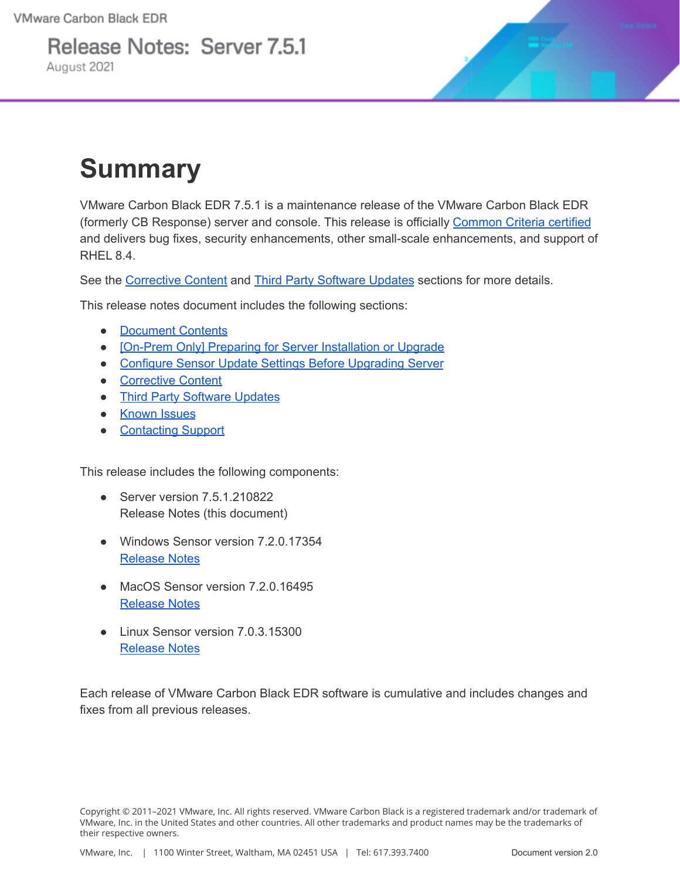VMware Carbon Black EDR

# Release Notes: Server 7.5.1

August 2021

# Summary

VMware Carbon Black EDR 7.5.1 is a maintenance release of the VMware Carbon Black EDR (formerly CB Response) server and console. This release is officially Common Criteria certified and delivers bug fixes, security enhancements, other small-scale enhancements, and support of RHEL 8.4.

See the Corrective Content and Third Party Software Updates sections for more details.

This release notes document includes the following sections:

- Document Contents
- [On-Prem Only] Preparing for Server Installation or Upgrade
- Configure Sensor Update Settings Before Upgrading Server
- Corrective Content
- Third Party Software Updates
- Known Issues
- Contacting Support

This release includes the following components:

- Server version 7.5.1.210822
  Release Notes (this document)
- Windows Sensor version 7.2.0.17354
  Release Notes
- MacOS Sensor version 7.2.0.16495
  Release Notes
- Linux Sensor version 7.0.3.15300
  Release Notes

Each release of VMware Carbon Black EDR software is cumulative and includes changes and fixes from all previous releases.

Copyright © 2011–2021 VMware, Inc. All rights reserved. VMware Carbon Black is a registered trademark and/or trademark of VMware, Inc. in the United States and other countries. All other trademarks and product names may be the trademarks of their respective owners.

VMware, Inc. | 1100 Winter Street, Waltham, MA 02451 USA | Tel: 617.393.7400 Document version 2.0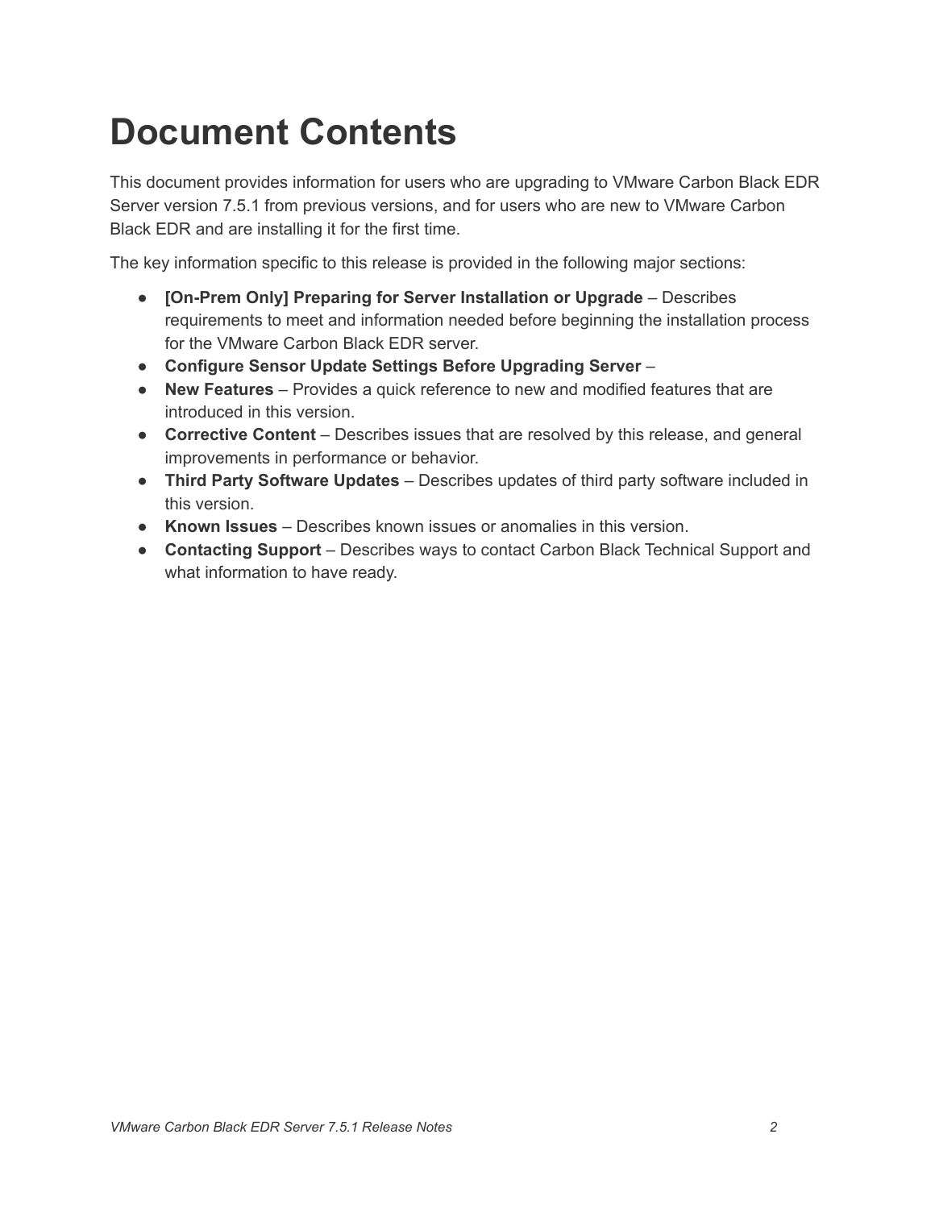# Document Contents

This document provides information for users who are upgrading to VMware Carbon Black EDR Server version 7.5.1 from previous versions, and for users who are new to VMware Carbon Black EDR and are installing it for the first time.

The key information specific to this release is provided in the following major sections:

- **[On-Prem Only] Preparing for Server Installation or Upgrade** – Describes requirements to meet and information needed before beginning the installation process for the VMware Carbon Black EDR server.
- **Configure Sensor Update Settings Before Upgrading Server** –
- **New Features** – Provides a quick reference to new and modified features that are introduced in this version.
- **Corrective Content** – Describes issues that are resolved by this release, and general improvements in performance or behavior.
- **Third Party Software Updates** – Describes updates of third party software included in this version.
- **Known Issues** – Describes known issues or anomalies in this version.
- **Contacting Support** – Describes ways to contact Carbon Black Technical Support and what information to have ready.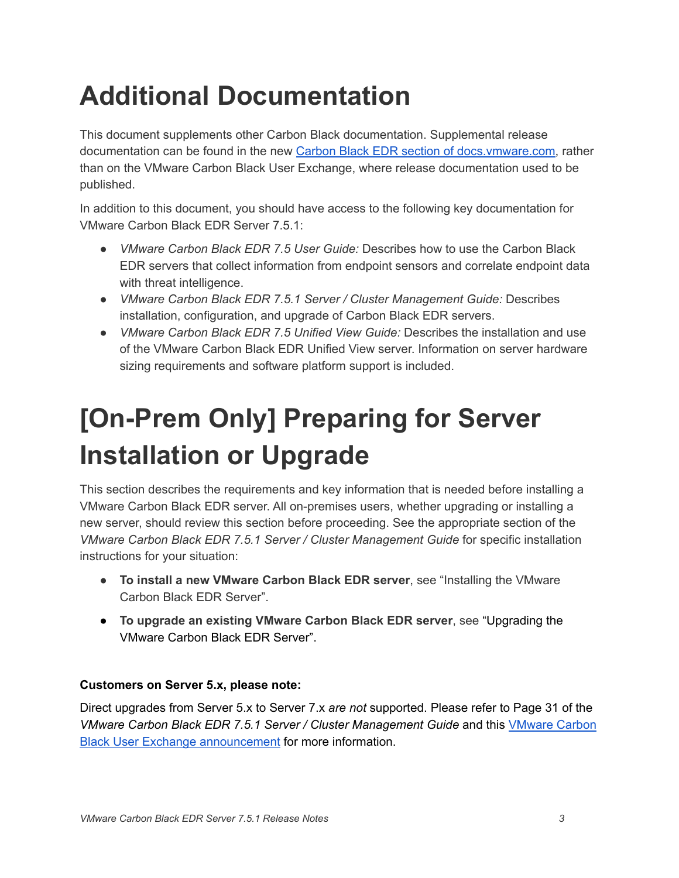# Additional Documentation

This document supplements other Carbon Black documentation. Supplemental release documentation can be found in the new [Carbon Black EDR section of docs.vmware.com](), rather than on the VMware Carbon Black User Exchange, where release documentation used to be published.

In addition to this document, you should have access to the following key documentation for VMware Carbon Black EDR Server 7.5.1:

- *VMware Carbon Black EDR 7.5 User Guide:* Describes how to use the Carbon Black EDR servers that collect information from endpoint sensors and correlate endpoint data with threat intelligence.
- *VMware Carbon Black EDR 7.5.1 Server / Cluster Management Guide:* Describes installation, configuration, and upgrade of Carbon Black EDR servers.
- *VMware Carbon Black EDR 7.5 Unified View Guide:* Describes the installation and use of the VMware Carbon Black EDR Unified View server. Information on server hardware sizing requirements and software platform support is included.

# [On-Prem Only] Preparing for Server Installation or Upgrade

This section describes the requirements and key information that is needed before installing a VMware Carbon Black EDR server. All on-premises users, whether upgrading or installing a new server, should review this section before proceeding. See the appropriate section of the *VMware Carbon Black EDR 7.5.1 Server / Cluster Management Guide* for specific installation instructions for your situation:

- **To install a new VMware Carbon Black EDR server**, see "Installing the VMware Carbon Black EDR Server".
- **To upgrade an existing VMware Carbon Black EDR server**, see "Upgrading the VMware Carbon Black EDR Server".

**Customers on Server 5.x, please note:**

Direct upgrades from Server 5.x to Server 7.x *are not* supported. Please refer to Page 31 of the *VMware Carbon Black EDR 7.5.1 Server / Cluster Management Guide* and this [VMware Carbon Black User Exchange announcement]() for more information.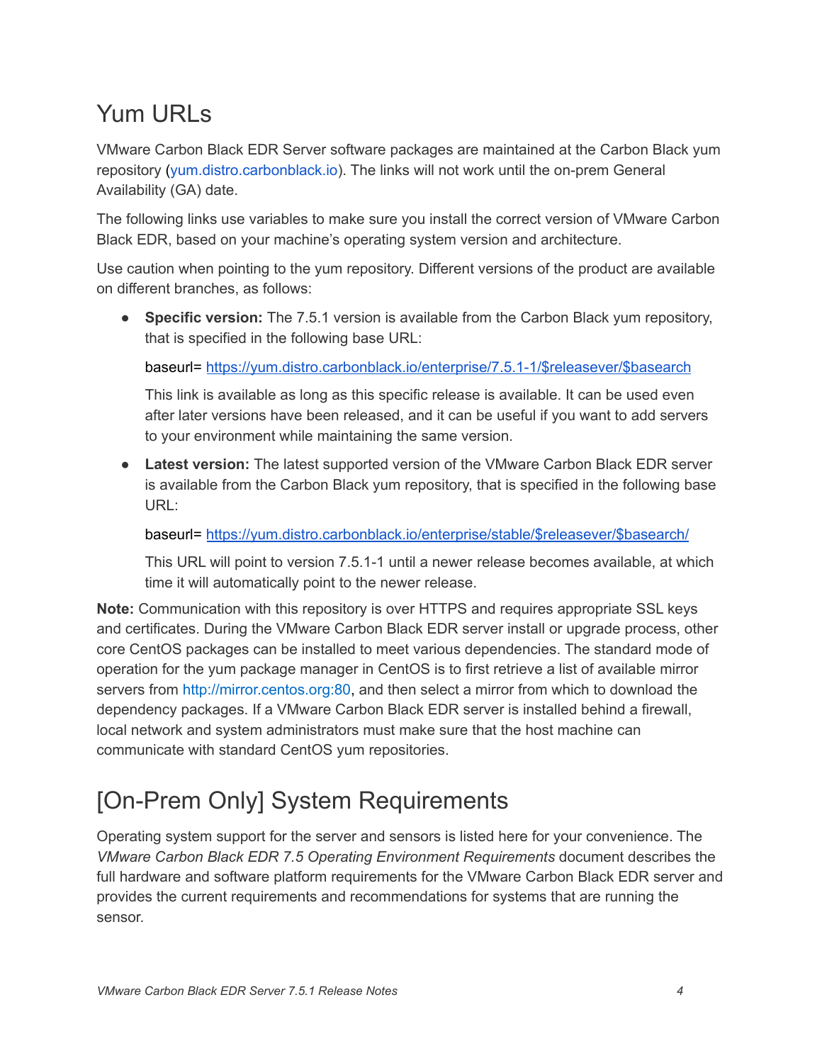# Yum URLs

VMware Carbon Black EDR Server software packages are maintained at the Carbon Black yum repository (yum.distro.carbonblack.io). The links will not work until the on-prem General Availability (GA) date.

The following links use variables to make sure you install the correct version of VMware Carbon Black EDR, based on your machine's operating system version and architecture.

Use caution when pointing to the yum repository. Different versions of the product are available on different branches, as follows:

- **Specific version:** The 7.5.1 version is available from the Carbon Black yum repository, that is specified in the following base URL:

  baseurl= https://yum.distro.carbonblack.io/enterprise/7.5.1-1/$releasever/$basearch

  This link is available as long as this specific release is available. It can be used even after later versions have been released, and it can be useful if you want to add servers to your environment while maintaining the same version.

- **Latest version:** The latest supported version of the VMware Carbon Black EDR server is available from the Carbon Black yum repository, that is specified in the following base URL:

  baseurl= https://yum.distro.carbonblack.io/enterprise/stable/$releasever/$basearch/

  This URL will point to version 7.5.1-1 until a newer release becomes available, at which time it will automatically point to the newer release.

**Note:** Communication with this repository is over HTTPS and requires appropriate SSL keys and certificates. During the VMware Carbon Black EDR server install or upgrade process, other core CentOS packages can be installed to meet various dependencies. The standard mode of operation for the yum package manager in CentOS is to first retrieve a list of available mirror servers from http://mirror.centos.org:80, and then select a mirror from which to download the dependency packages. If a VMware Carbon Black EDR server is installed behind a firewall, local network and system administrators must make sure that the host machine can communicate with standard CentOS yum repositories.

# [On-Prem Only] System Requirements

Operating system support for the server and sensors is listed here for your convenience. The *VMware Carbon Black EDR 7.5 Operating Environment Requirements* document describes the full hardware and software platform requirements for the VMware Carbon Black EDR server and provides the current requirements and recommendations for systems that are running the sensor.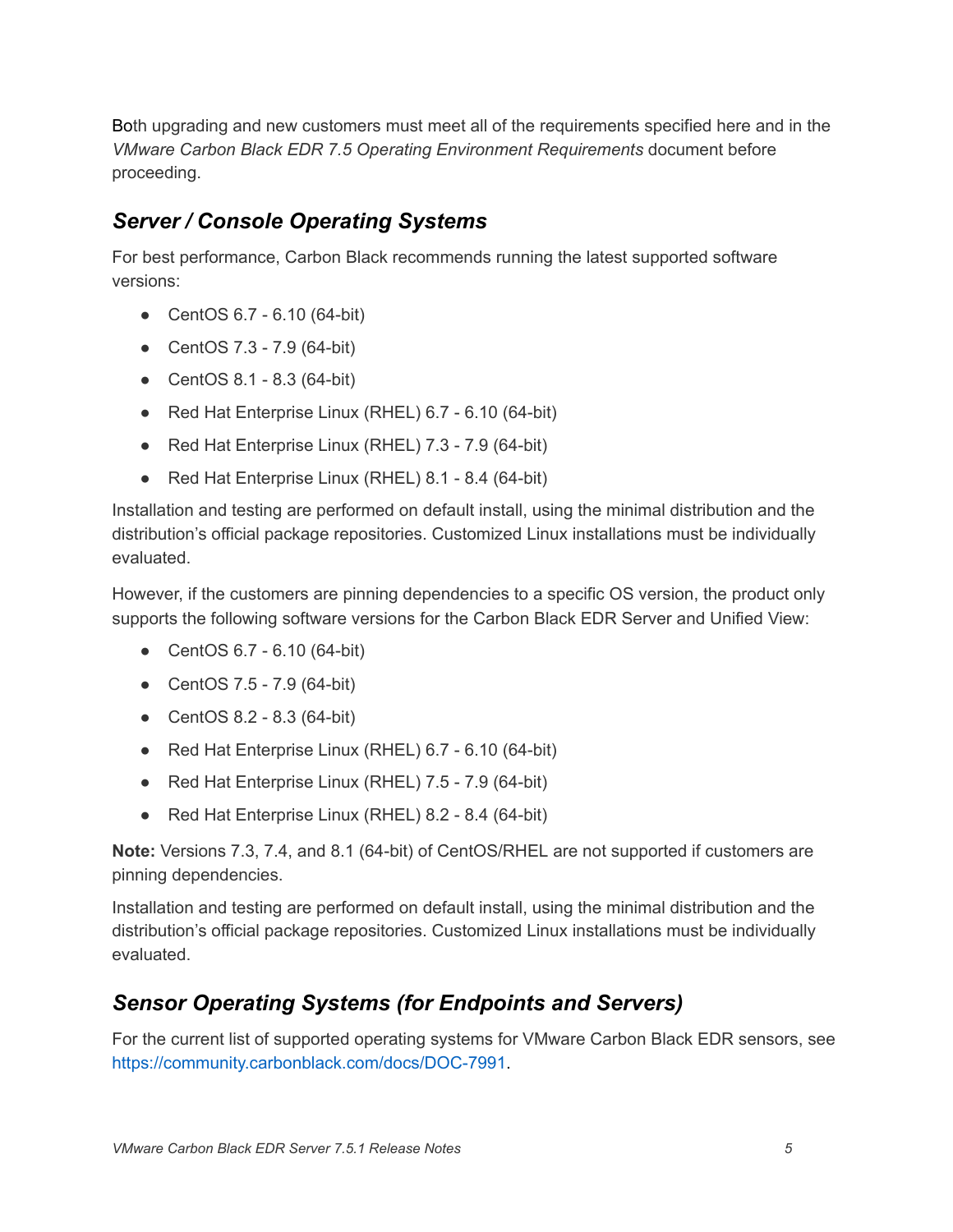Both upgrading and new customers must meet all of the requirements specified here and in the *VMware Carbon Black EDR 7.5 Operating Environment Requirements* document before proceeding.

## *Server / Console Operating Systems*

For best performance, Carbon Black recommends running the latest supported software versions:

- CentOS 6.7 - 6.10 (64-bit)
- CentOS 7.3 - 7.9 (64-bit)
- CentOS 8.1 - 8.3 (64-bit)
- Red Hat Enterprise Linux (RHEL) 6.7 - 6.10 (64-bit)
- Red Hat Enterprise Linux (RHEL) 7.3 - 7.9 (64-bit)
- Red Hat Enterprise Linux (RHEL) 8.1 - 8.4 (64-bit)

Installation and testing are performed on default install, using the minimal distribution and the distribution's official package repositories. Customized Linux installations must be individually evaluated.

However, if the customers are pinning dependencies to a specific OS version, the product only supports the following software versions for the Carbon Black EDR Server and Unified View:

- CentOS 6.7 - 6.10 (64-bit)
- CentOS 7.5 - 7.9 (64-bit)
- CentOS 8.2 - 8.3 (64-bit)
- Red Hat Enterprise Linux (RHEL) 6.7 - 6.10 (64-bit)
- Red Hat Enterprise Linux (RHEL) 7.5 - 7.9 (64-bit)
- Red Hat Enterprise Linux (RHEL) 8.2 - 8.4 (64-bit)

**Note:** Versions 7.3, 7.4, and 8.1 (64-bit) of CentOS/RHEL are not supported if customers are pinning dependencies.

Installation and testing are performed on default install, using the minimal distribution and the distribution's official package repositories. Customized Linux installations must be individually evaluated.

## *Sensor Operating Systems (for Endpoints and Servers)*

For the current list of supported operating systems for VMware Carbon Black EDR sensors, see https://community.carbonblack.com/docs/DOC-7991.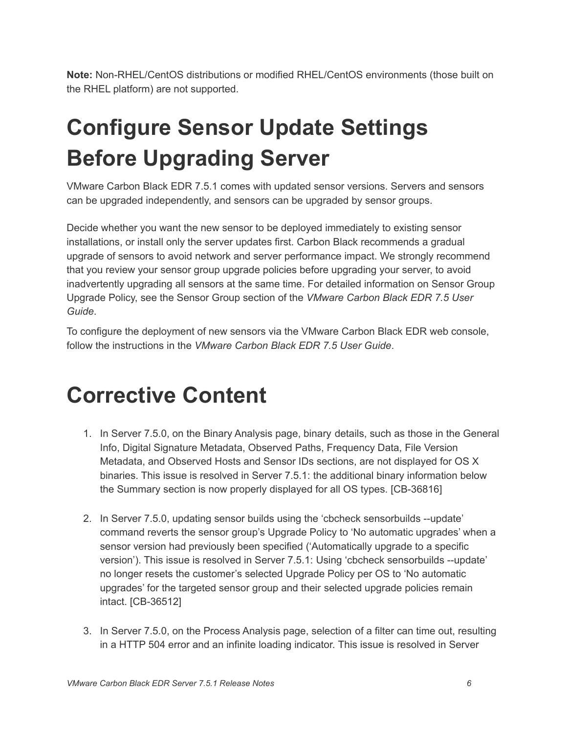**Note:** Non-RHEL/CentOS distributions or modified RHEL/CentOS environments (those built on the RHEL platform) are not supported.

# Configure Sensor Update Settings Before Upgrading Server

VMware Carbon Black EDR 7.5.1 comes with updated sensor versions. Servers and sensors can be upgraded independently, and sensors can be upgraded by sensor groups.

Decide whether you want the new sensor to be deployed immediately to existing sensor installations, or install only the server updates first. Carbon Black recommends a gradual upgrade of sensors to avoid network and server performance impact. We strongly recommend that you review your sensor group upgrade policies before upgrading your server, to avoid inadvertently upgrading all sensors at the same time. For detailed information on Sensor Group Upgrade Policy, see the Sensor Group section of the *VMware Carbon Black EDR 7.5 User Guide*.

To configure the deployment of new sensors via the VMware Carbon Black EDR web console, follow the instructions in the *VMware Carbon Black EDR 7.5 User Guide*.

# Corrective Content

1. In Server 7.5.0, on the Binary Analysis page, binary details, such as those in the General Info, Digital Signature Metadata, Observed Paths, Frequency Data, File Version Metadata, and Observed Hosts and Sensor IDs sections, are not displayed for OS X binaries. This issue is resolved in Server 7.5.1: the additional binary information below the Summary section is now properly displayed for all OS types. [CB-36816]

2. In Server 7.5.0, updating sensor builds using the ‘cbcheck sensorbuilds --update’ command reverts the sensor group’s Upgrade Policy to ‘No automatic upgrades’ when a sensor version had previously been specified (‘Automatically upgrade to a specific version’). This issue is resolved in Server 7.5.1: Using ‘cbcheck sensorbuilds --update’ no longer resets the customer’s selected Upgrade Policy per OS to ‘No automatic upgrades’ for the targeted sensor group and their selected upgrade policies remain intact. [CB-36512]

3. In Server 7.5.0, on the Process Analysis page, selection of a filter can time out, resulting in a HTTP 504 error and an infinite loading indicator. This issue is resolved in Server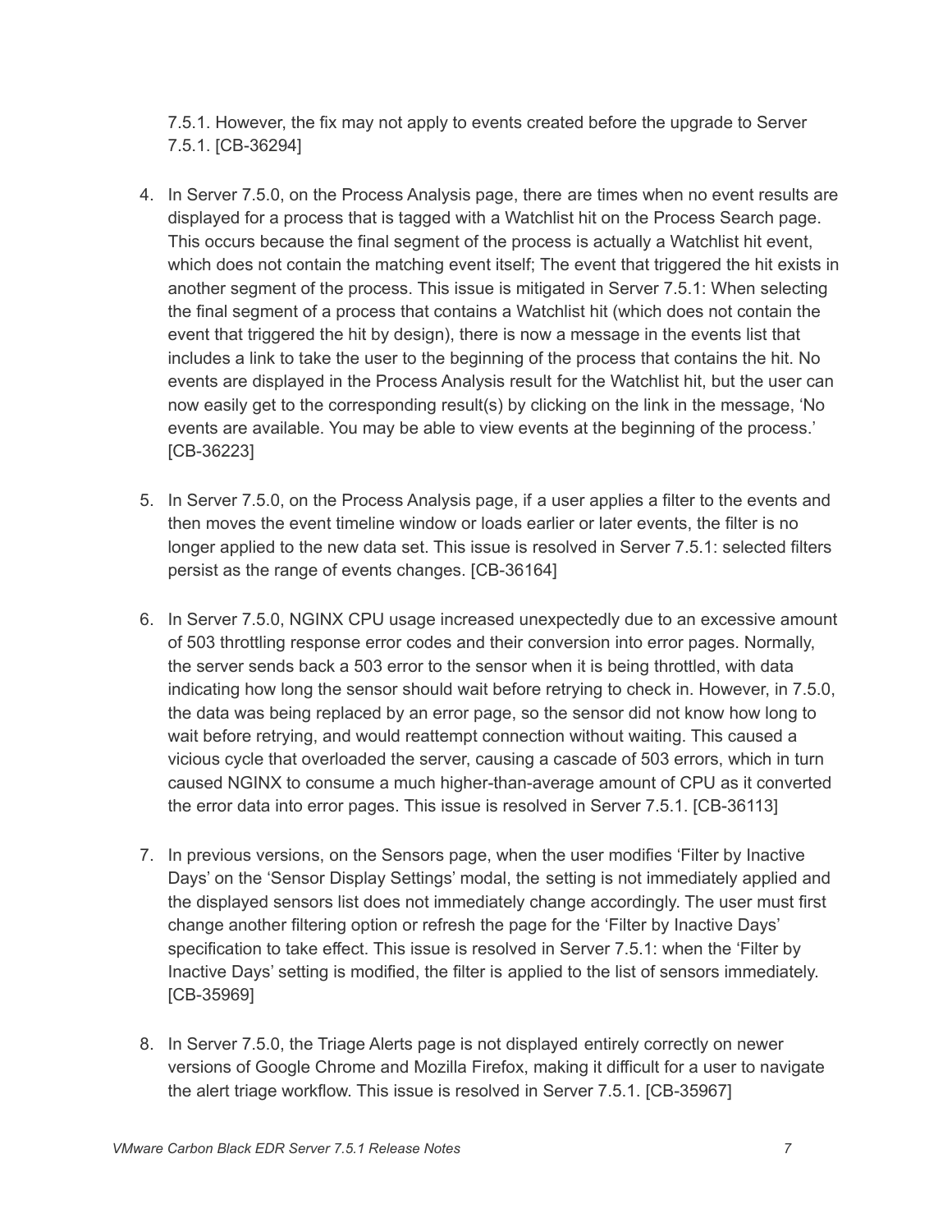7.5.1. However, the fix may not apply to events created before the upgrade to Server 7.5.1. [CB-36294]

4. In Server 7.5.0, on the Process Analysis page, there are times when no event results are displayed for a process that is tagged with a Watchlist hit on the Process Search page. This occurs because the final segment of the process is actually a Watchlist hit event, which does not contain the matching event itself; The event that triggered the hit exists in another segment of the process. This issue is mitigated in Server 7.5.1: When selecting the final segment of a process that contains a Watchlist hit (which does not contain the event that triggered the hit by design), there is now a message in the events list that includes a link to take the user to the beginning of the process that contains the hit. No events are displayed in the Process Analysis result for the Watchlist hit, but the user can now easily get to the corresponding result(s) by clicking on the link in the message, 'No events are available. You may be able to view events at the beginning of the process.' [CB-36223]

5. In Server 7.5.0, on the Process Analysis page, if a user applies a filter to the events and then moves the event timeline window or loads earlier or later events, the filter is no longer applied to the new data set. This issue is resolved in Server 7.5.1: selected filters persist as the range of events changes. [CB-36164]

6. In Server 7.5.0, NGINX CPU usage increased unexpectedly due to an excessive amount of 503 throttling response error codes and their conversion into error pages. Normally, the server sends back a 503 error to the sensor when it is being throttled, with data indicating how long the sensor should wait before retrying to check in. However, in 7.5.0, the data was being replaced by an error page, so the sensor did not know how long to wait before retrying, and would reattempt connection without waiting. This caused a vicious cycle that overloaded the server, causing a cascade of 503 errors, which in turn caused NGINX to consume a much higher-than-average amount of CPU as it converted the error data into error pages. This issue is resolved in Server 7.5.1. [CB-36113]

7. In previous versions, on the Sensors page, when the user modifies 'Filter by Inactive Days' on the 'Sensor Display Settings' modal, the setting is not immediately applied and the displayed sensors list does not immediately change accordingly. The user must first change another filtering option or refresh the page for the 'Filter by Inactive Days' specification to take effect. This issue is resolved in Server 7.5.1: when the 'Filter by Inactive Days' setting is modified, the filter is applied to the list of sensors immediately. [CB-35969]

8. In Server 7.5.0, the Triage Alerts page is not displayed entirely correctly on newer versions of Google Chrome and Mozilla Firefox, making it difficult for a user to navigate the alert triage workflow. This issue is resolved in Server 7.5.1. [CB-35967]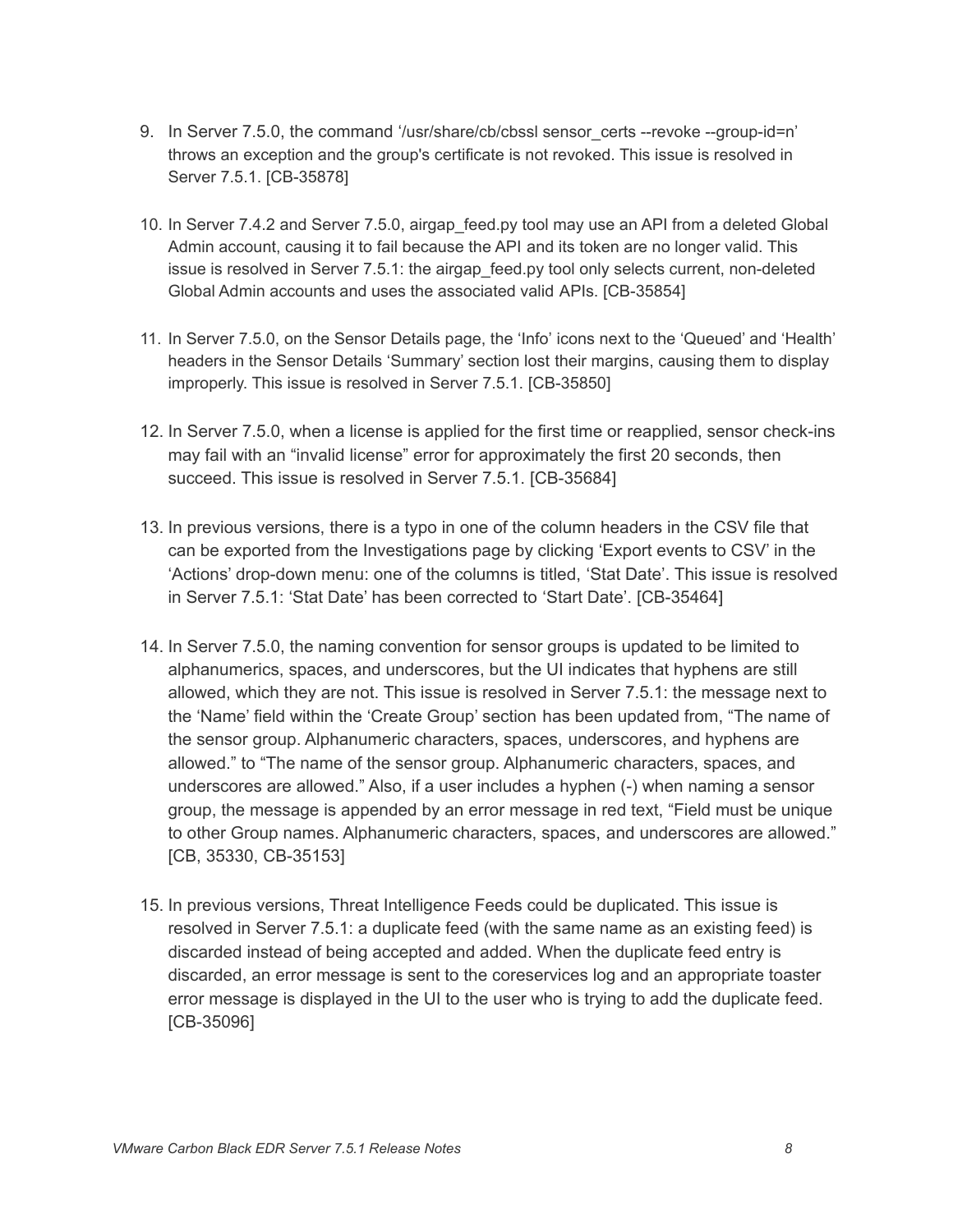9. In Server 7.5.0, the command '/usr/share/cb/cbssl sensor_certs --revoke --group-id=n' throws an exception and the group's certificate is not revoked. This issue is resolved in Server 7.5.1. [CB-35878]

10. In Server 7.4.2 and Server 7.5.0, airgap_feed.py tool may use an API from a deleted Global Admin account, causing it to fail because the API and its token are no longer valid. This issue is resolved in Server 7.5.1: the airgap_feed.py tool only selects current, non-deleted Global Admin accounts and uses the associated valid APIs. [CB-35854]

11. In Server 7.5.0, on the Sensor Details page, the 'Info' icons next to the 'Queued' and 'Health' headers in the Sensor Details 'Summary' section lost their margins, causing them to display improperly. This issue is resolved in Server 7.5.1. [CB-35850]

12. In Server 7.5.0, when a license is applied for the first time or reapplied, sensor check-ins may fail with an "invalid license" error for approximately the first 20 seconds, then succeed. This issue is resolved in Server 7.5.1. [CB-35684]

13. In previous versions, there is a typo in one of the column headers in the CSV file that can be exported from the Investigations page by clicking 'Export events to CSV' in the 'Actions' drop-down menu: one of the columns is titled, 'Stat Date'. This issue is resolved in Server 7.5.1: 'Stat Date' has been corrected to 'Start Date'. [CB-35464]

14. In Server 7.5.0, the naming convention for sensor groups is updated to be limited to alphanumerics, spaces, and underscores, but the UI indicates that hyphens are still allowed, which they are not. This issue is resolved in Server 7.5.1: the message next to the 'Name' field within the 'Create Group' section has been updated from, "The name of the sensor group. Alphanumeric characters, spaces, underscores, and hyphens are allowed." to "The name of the sensor group. Alphanumeric characters, spaces, and underscores are allowed." Also, if a user includes a hyphen (-) when naming a sensor group, the message is appended by an error message in red text, "Field must be unique to other Group names. Alphanumeric characters, spaces, and underscores are allowed." [CB, 35330, CB-35153]

15. In previous versions, Threat Intelligence Feeds could be duplicated. This issue is resolved in Server 7.5.1: a duplicate feed (with the same name as an existing feed) is discarded instead of being accepted and added. When the duplicate feed entry is discarded, an error message is sent to the coreservices log and an appropriate toaster error message is displayed in the UI to the user who is trying to add the duplicate feed. [CB-35096]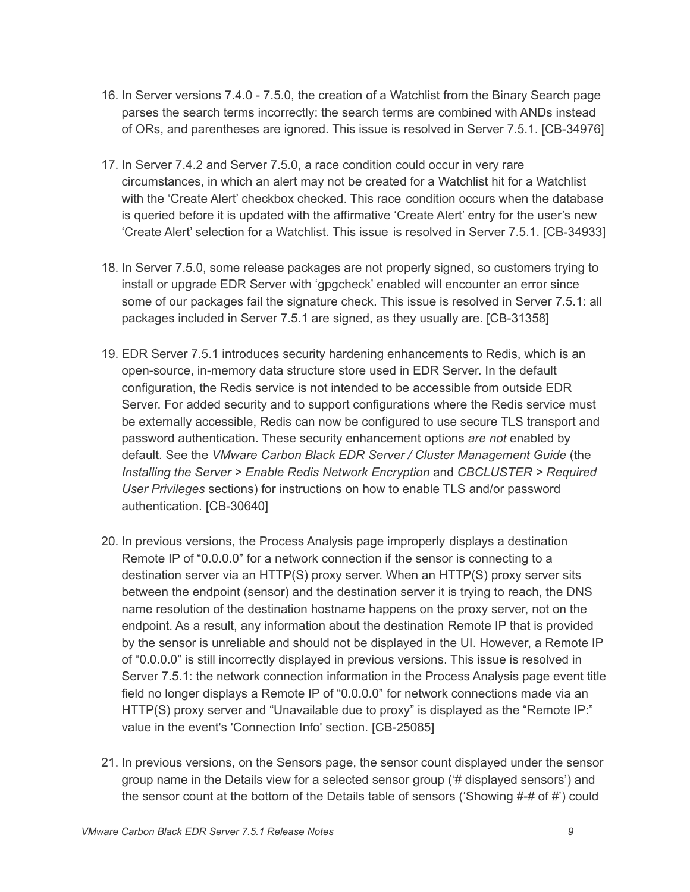16. In Server versions 7.4.0 - 7.5.0, the creation of a Watchlist from the Binary Search page parses the search terms incorrectly: the search terms are combined with ANDs instead of ORs, and parentheses are ignored. This issue is resolved in Server 7.5.1. [CB-34976]

17. In Server 7.4.2 and Server 7.5.0, a race condition could occur in very rare circumstances, in which an alert may not be created for a Watchlist hit for a Watchlist with the 'Create Alert' checkbox checked. This race condition occurs when the database is queried before it is updated with the affirmative 'Create Alert' entry for the user's new 'Create Alert' selection for a Watchlist. This issue is resolved in Server 7.5.1. [CB-34933]

18. In Server 7.5.0, some release packages are not properly signed, so customers trying to install or upgrade EDR Server with 'gpgcheck' enabled will encounter an error since some of our packages fail the signature check. This issue is resolved in Server 7.5.1: all packages included in Server 7.5.1 are signed, as they usually are. [CB-31358]

19. EDR Server 7.5.1 introduces security hardening enhancements to Redis, which is an open-source, in-memory data structure store used in EDR Server. In the default configuration, the Redis service is not intended to be accessible from outside EDR Server. For added security and to support configurations where the Redis service must be externally accessible, Redis can now be configured to use secure TLS transport and password authentication. These security enhancement options *are not* enabled by default. See the *VMware Carbon Black EDR Server / Cluster Management Guide* (the *Installing the Server > Enable Redis Network Encryption* and *CBCLUSTER > Required User Privileges* sections) for instructions on how to enable TLS and/or password authentication. [CB-30640]

20. In previous versions, the Process Analysis page improperly displays a destination Remote IP of "0.0.0.0" for a network connection if the sensor is connecting to a destination server via an HTTP(S) proxy server. When an HTTP(S) proxy server sits between the endpoint (sensor) and the destination server it is trying to reach, the DNS name resolution of the destination hostname happens on the proxy server, not on the endpoint. As a result, any information about the destination Remote IP that is provided by the sensor is unreliable and should not be displayed in the UI. However, a Remote IP of "0.0.0.0" is still incorrectly displayed in previous versions. This issue is resolved in Server 7.5.1: the network connection information in the Process Analysis page event title field no longer displays a Remote IP of "0.0.0.0" for network connections made via an HTTP(S) proxy server and "Unavailable due to proxy" is displayed as the "Remote IP:" value in the event's 'Connection Info' section. [CB-25085]

21. In previous versions, on the Sensors page, the sensor count displayed under the sensor group name in the Details view for a selected sensor group ('# displayed sensors') and the sensor count at the bottom of the Details table of sensors ('Showing #-# of #') could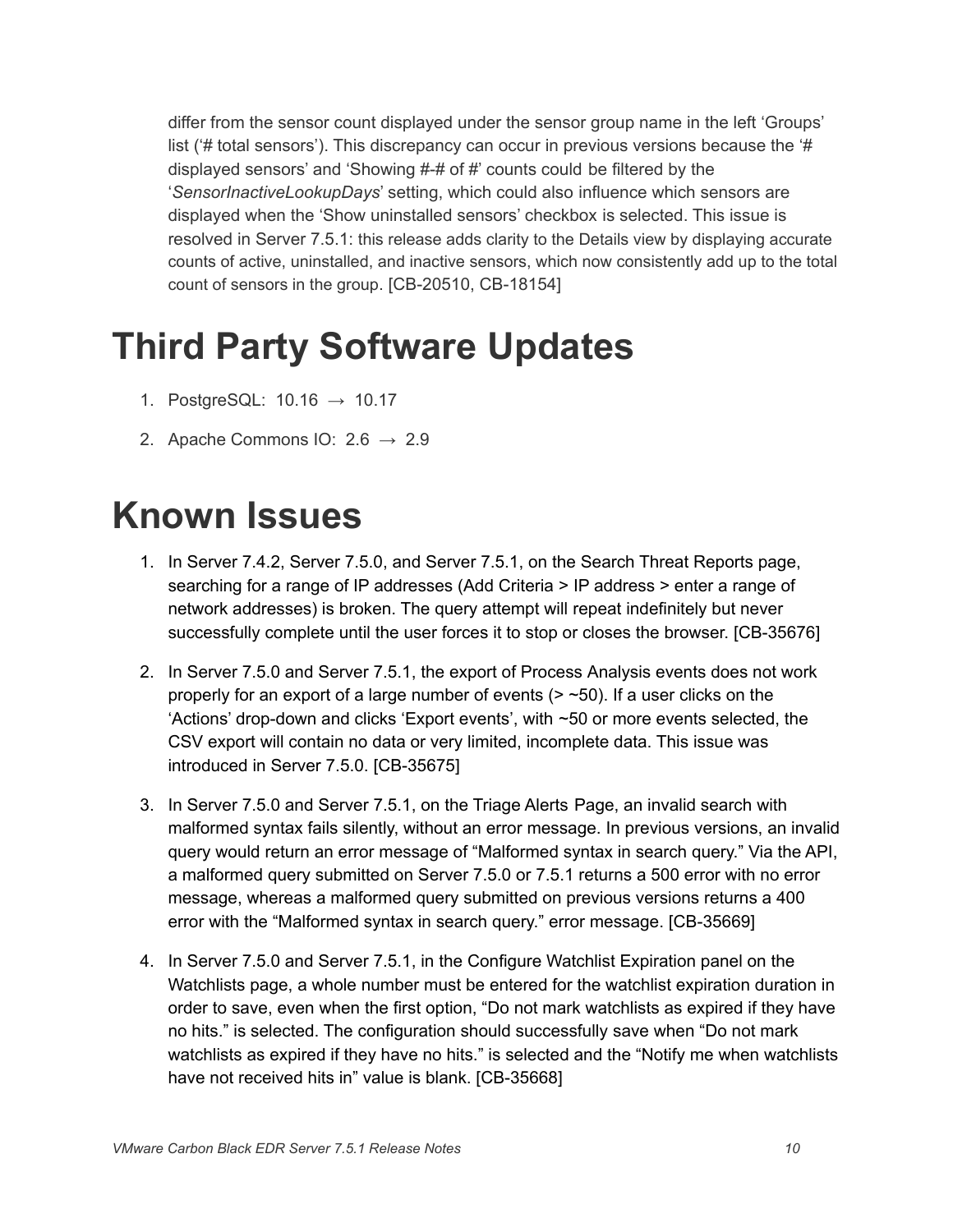differ from the sensor count displayed under the sensor group name in the left 'Groups' list ('# total sensors'). This discrepancy can occur in previous versions because the '# displayed sensors' and 'Showing #-# of #' counts could be filtered by the '*SensorInactiveLookupDays*' setting, which could also influence which sensors are displayed when the 'Show uninstalled sensors' checkbox is selected. This issue is resolved in Server 7.5.1: this release adds clarity to the Details view by displaying accurate counts of active, uninstalled, and inactive sensors, which now consistently add up to the total count of sensors in the group. [CB-20510, CB-18154]

# Third Party Software Updates

1. PostgreSQL: 10.16 → 10.17
2. Apache Commons IO: 2.6 → 2.9

# Known Issues

1. In Server 7.4.2, Server 7.5.0, and Server 7.5.1, on the Search Threat Reports page, searching for a range of IP addresses (Add Criteria > IP address > enter a range of network addresses) is broken. The query attempt will repeat indefinitely but never successfully complete until the user forces it to stop or closes the browser. [CB-35676]

2. In Server 7.5.0 and Server 7.5.1, the export of Process Analysis events does not work properly for an export of a large number of events (> ~50). If a user clicks on the 'Actions' drop-down and clicks 'Export events', with ~50 or more events selected, the CSV export will contain no data or very limited, incomplete data. This issue was introduced in Server 7.5.0. [CB-35675]

3. In Server 7.5.0 and Server 7.5.1, on the Triage Alerts Page, an invalid search with malformed syntax fails silently, without an error message. In previous versions, an invalid query would return an error message of "Malformed syntax in search query." Via the API, a malformed query submitted on Server 7.5.0 or 7.5.1 returns a 500 error with no error message, whereas a malformed query submitted on previous versions returns a 400 error with the "Malformed syntax in search query." error message. [CB-35669]

4. In Server 7.5.0 and Server 7.5.1, in the Configure Watchlist Expiration panel on the Watchlists page, a whole number must be entered for the watchlist expiration duration in order to save, even when the first option, "Do not mark watchlists as expired if they have no hits." is selected. The configuration should successfully save when "Do not mark watchlists as expired if they have no hits." is selected and the "Notify me when watchlists have not received hits in" value is blank. [CB-35668]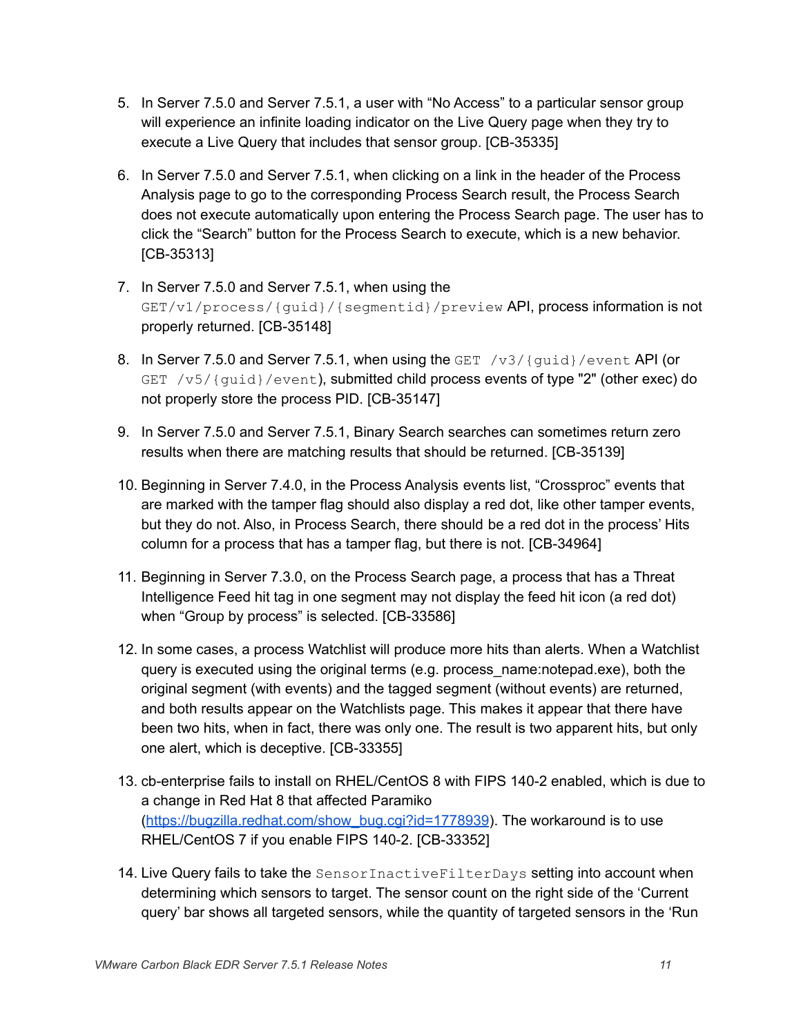5. In Server 7.5.0 and Server 7.5.1, a user with “No Access” to a particular sensor group will experience an infinite loading indicator on the Live Query page when they try to execute a Live Query that includes that sensor group. [CB-35335]

6. In Server 7.5.0 and Server 7.5.1, when clicking on a link in the header of the Process Analysis page to go to the corresponding Process Search result, the Process Search does not execute automatically upon entering the Process Search page. The user has to click the “Search” button for the Process Search to execute, which is a new behavior. [CB-35313]

7. In Server 7.5.0 and Server 7.5.1, when using the `GET/v1/process/{guid}/{segmentid}/preview` API, process information is not properly returned. [CB-35148]

8. In Server 7.5.0 and Server 7.5.1, when using the `GET /v3/{guid}/event` API (or `GET /v5/{guid}/event`), submitted child process events of type "2" (other exec) do not properly store the process PID. [CB-35147]

9. In Server 7.5.0 and Server 7.5.1, Binary Search searches can sometimes return zero results when there are matching results that should be returned. [CB-35139]

10. Beginning in Server 7.4.0, in the Process Analysis events list, “Crossproc” events that are marked with the tamper flag should also display a red dot, like other tamper events, but they do not. Also, in Process Search, there should be a red dot in the process’ Hits column for a process that has a tamper flag, but there is not. [CB-34964]

11. Beginning in Server 7.3.0, on the Process Search page, a process that has a Threat Intelligence Feed hit tag in one segment may not display the feed hit icon (a red dot) when “Group by process” is selected. [CB-33586]

12. In some cases, a process Watchlist will produce more hits than alerts. When a Watchlist query is executed using the original terms (e.g. process_name:notepad.exe), both the original segment (with events) and the tagged segment (without events) are returned, and both results appear on the Watchlists page. This makes it appear that there have been two hits, when in fact, there was only one. The result is two apparent hits, but only one alert, which is deceptive. [CB-33355]

13. cb-enterprise fails to install on RHEL/CentOS 8 with FIPS 140-2 enabled, which is due to a change in Red Hat 8 that affected Paramiko ([https://bugzilla.redhat.com/show_bug.cgi?id=1778939](https://bugzilla.redhat.com/show_bug.cgi?id=1778939)). The workaround is to use RHEL/CentOS 7 if you enable FIPS 140-2. [CB-33352]

14. Live Query fails to take the `SensorInactiveFilterDays` setting into account when determining which sensors to target. The sensor count on the right side of the ‘Current query’ bar shows all targeted sensors, while the quantity of targeted sensors in the ‘Run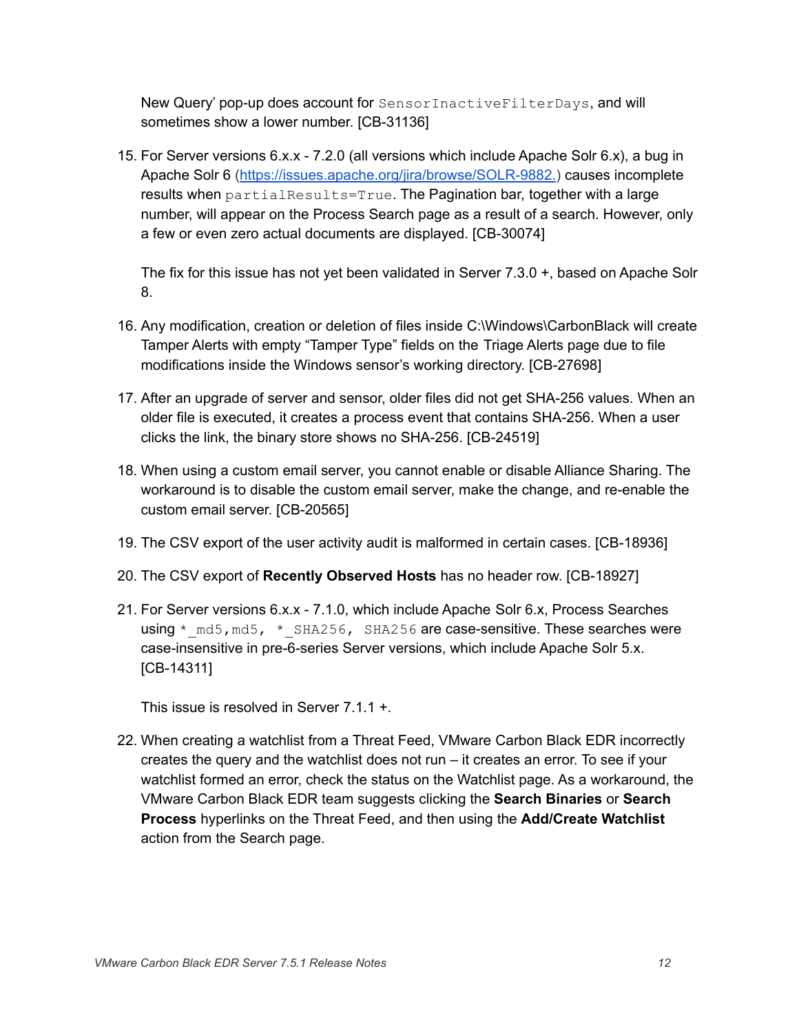New Query' pop-up does account for `SensorInactiveFilterDays`, and will sometimes show a lower number. [CB-31136]

15. For Server versions 6.x.x - 7.2.0 (all versions which include Apache Solr 6.x), a bug in Apache Solr 6 ([https://issues.apache.org/jira/browse/SOLR-9882.](https://issues.apache.org/jira/browse/SOLR-9882)) causes incomplete results when `partialResults=True`. The Pagination bar, together with a large number, will appear on the Process Search page as a result of a search. However, only a few or even zero actual documents are displayed. [CB-30074]

    The fix for this issue has not yet been validated in Server 7.3.0 +, based on Apache Solr 8.

16. Any modification, creation or deletion of files inside C:\Windows\CarbonBlack will create Tamper Alerts with empty "Tamper Type" fields on the Triage Alerts page due to file modifications inside the Windows sensor's working directory. [CB-27698]

17. After an upgrade of server and sensor, older files did not get SHA-256 values. When an older file is executed, it creates a process event that contains SHA-256. When a user clicks the link, the binary store shows no SHA-256. [CB-24519]

18. When using a custom email server, you cannot enable or disable Alliance Sharing. The workaround is to disable the custom email server, make the change, and re-enable the custom email server. [CB-20565]

19. The CSV export of the user activity audit is malformed in certain cases. [CB-18936]

20. The CSV export of **Recently Observed Hosts** has no header row. [CB-18927]

21. For Server versions 6.x.x - 7.1.0, which include Apache Solr 6.x, Process Searches using `*_md5,md5, *_SHA256, SHA256` are case-sensitive. These searches were case-insensitive in pre-6-series Server versions, which include Apache Solr 5.x. [CB-14311]

    This issue is resolved in Server 7.1.1 +.

22. When creating a watchlist from a Threat Feed, VMware Carbon Black EDR incorrectly creates the query and the watchlist does not run – it creates an error. To see if your watchlist formed an error, check the status on the Watchlist page. As a workaround, the VMware Carbon Black EDR team suggests clicking the **Search Binaries** or **Search Process** hyperlinks on the Threat Feed, and then using the **Add/Create Watchlist** action from the Search page.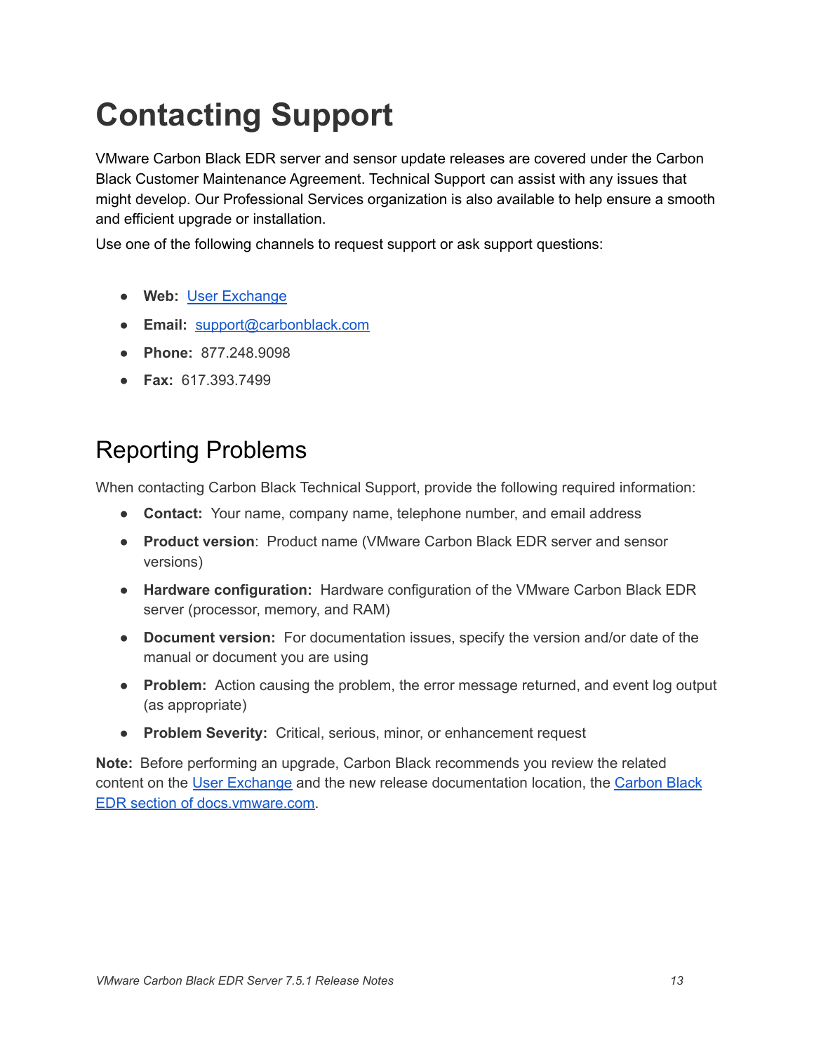# Contacting Support

VMware Carbon Black EDR server and sensor update releases are covered under the Carbon Black Customer Maintenance Agreement. Technical Support can assist with any issues that might develop. Our Professional Services organization is also available to help ensure a smooth and efficient upgrade or installation.

Use one of the following channels to request support or ask support questions:

- **Web:** User Exchange
- **Email:** support@carbonblack.com
- **Phone:** 877.248.9098
- **Fax:** 617.393.7499

## Reporting Problems

When contacting Carbon Black Technical Support, provide the following required information:

- **Contact:** Your name, company name, telephone number, and email address
- **Product version**: Product name (VMware Carbon Black EDR server and sensor versions)
- **Hardware configuration:** Hardware configuration of the VMware Carbon Black EDR server (processor, memory, and RAM)
- **Document version:** For documentation issues, specify the version and/or date of the manual or document you are using
- **Problem:** Action causing the problem, the error message returned, and event log output (as appropriate)
- **Problem Severity:** Critical, serious, minor, or enhancement request

**Note:** Before performing an upgrade, Carbon Black recommends you review the related content on the User Exchange and the new release documentation location, the Carbon Black EDR section of docs.vmware.com.